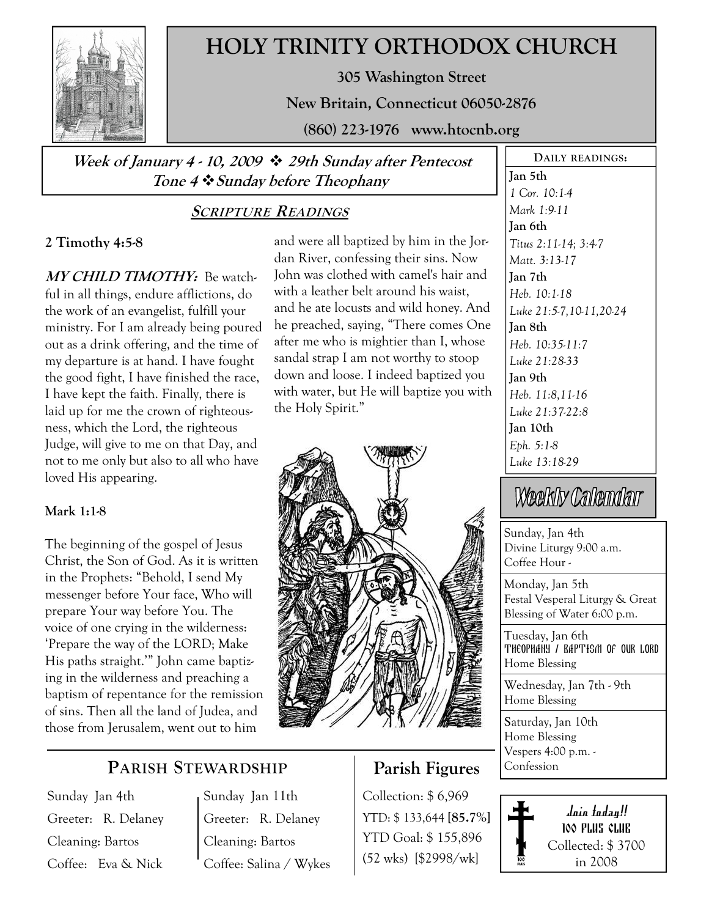# HOLY TRINITY ORTHODOX CHURCH

**305 Washington Street**

**New Britain, Connecticut 06050-2876**

**(860) 223-1976 www.htocnb.org**

***Week of January 4 - 10, 2009 ❖ 29th Sunday after Pentecost***
***Tone 4 ❖ Sunday before Theophany***

## SCRIPTURE READINGS

**2 Timothy 4:5-8**

***MY CHILD TIMOTHY:*** Be watchful in all things, endure afflictions, do the work of an evangelist, fulfill your ministry. For I am already being poured out as a drink offering, and the time of my departure is at hand. I have fought the good fight, I have finished the race, I have kept the faith. Finally, there is laid up for me the crown of righteousness, which the Lord, the righteous Judge, will give to me on that Day, and not to me only but also to all who have loved His appearing.

**Mark 1:1-8**

The beginning of the gospel of Jesus Christ, the Son of God. As it is written in the Prophets: "Behold, I send My messenger before Your face, Who will prepare Your way before You. The voice of one crying in the wilderness: 'Prepare the way of the LORD; Make His paths straight.'" John came baptizing in the wilderness and preaching a baptism of repentance for the remission of sins. Then all the land of Judea, and those from Jerusalem, went out to him and were all baptized by him in the Jordan River, confessing their sins. Now John was clothed with camel's hair and with a leather belt around his waist, and he ate locusts and wild honey. And he preached, saying, "There comes One after me who is mightier than I, whose sandal strap I am not worthy to stoop down and loose. I indeed baptized you with water, but He will baptize you with the Holy Spirit."

### DAILY READINGS:

**Jan 5th**
*1 Cor. 10:1-4*
*Mark 1:9-11*

**Jan 6th**
*Titus 2:11-14; 3:4-7*
*Matt. 3:13-17*

**Jan 7th**
*Heb. 10:1-18*
*Luke 21:5-7,10-11,20-24*

**Jan 8th**
*Heb. 10:35-11:7*
*Luke 21:28-33*

**Jan 9th**
*Heb. 11:8,11-16*
*Luke 21:37-22:8*

**Jan 10th**
*Eph. 5:1-8*
*Luke 13:18-29*

### Weekly Calendar

Sunday, Jan 4th
Divine Liturgy 9:00 a.m.
Coffee Hour -

Monday, Jan 5th
Festal Vesperal Liturgy & Great Blessing of Water 6:00 p.m.

Tuesday, Jan 6th
THEOPHANY / BAPTISM OF OUR LORD
Home Blessing

Wednesday, Jan 7th - 9th
Home Blessing

Saturday, Jan 10th
Home Blessing
Vespers 4:00 p.m. -
Confession

## PARISH STEWARDSHIP

Sunday Jan 4th
Greeter: R. Delaney
Cleaning: Bartos
Coffee: Eva & Nick

Sunday Jan 11th
Greeter: R. Delaney
Cleaning: Bartos
Coffee: Salina / Wykes

## Parish Figures

Collection: $ 6,969
YTD: $ 133,644 **[85.7%]**
YTD Goal: $ 155,896
(52 wks) [$2998/wk]

***Join today!!***
**100 PLUS CLUB**
Collected: $ 3700
in 2008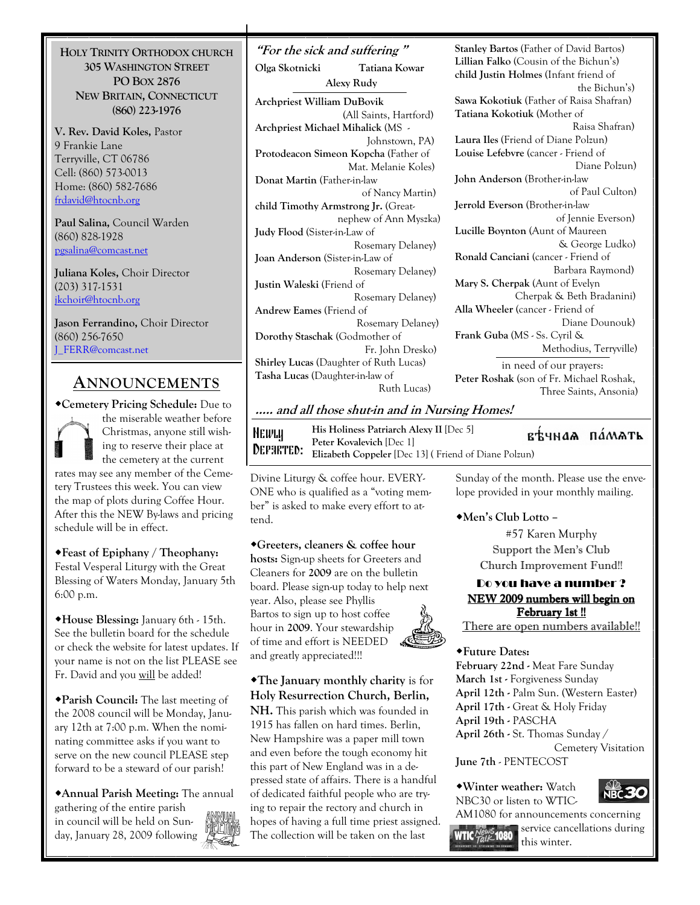**HOLY TRINITY ORTHODOX CHURCH**
**305 WASHINGTON STREET**
**PO BOX 2876**
**NEW BRITAIN, CONNECTICUT**
**(860) 223-1976**

**V. Rev. David Koles,** Pastor
9 Frankie Lane
Terryville, CT 06786
Cell: (860) 573-0013
Home: (860) 582-7686
frdavid@htocnb.org

**Paul Salina,** Council Warden
(860) 828-1928
pgsalina@comcast.net

**Juliana Koles,** Choir Director
(203) 317-1531
jkchoir@htocnb.org

**Jason Ferrandino,** Choir Director
(860) 256-7650
J_FERR@comcast.net

## ANNOUNCEMENTS

◆**Cemetery Pricing Schedule:** Due to the miserable weather before Christmas, anyone still wishing to reserve their place at the cemetery at the current rates may see any member of the Cemetery Trustees this week. You can view the map of plots during Coffee Hour. After this the NEW By-laws and pricing schedule will be in effect.

◆**Feast of Epiphany / Theophany:** Festal Vesperal Liturgy with the Great Blessing of Waters Monday, January 5th 6:00 p.m.

◆**House Blessing:** January 6th - 15th. See the bulletin board for the schedule or check the website for latest updates. If your name is not on the list PLEASE see Fr. David and you will be added!

◆**Parish Council:** The last meeting of the 2008 council will be Monday, January 12th at 7:00 p.m. When the nominating committee asks if you want to serve on the new council PLEASE step forward to be a steward of our parish!

◆**Annual Parish Meeting:** The annual gathering of the entire parish in council will be held on Sunday, January 28, 2009 following Divine Liturgy & coffee hour. EVERYONE who is qualified as a "voting member" is asked to make every effort to attend.

◆**Greeters, cleaners & coffee hour hosts:** Sign-up sheets for Greeters and Cleaners for **2009** are on the bulletin board. Please sign-up today to help next year. Also, please see Phyllis Bartos to sign up to host coffee hour in **2009**. Your stewardship of time and effort is NEEDED and greatly appreciated!!!

◆**The January monthly charity** is for **Holy Resurrection Church, Berlin, NH.** This parish which was founded in 1915 has fallen on hard times. Berlin, New Hampshire was a paper mill town and even before the tough economy hit this part of New England was in a depressed state of affairs. There is a handful of dedicated faithful people who are trying to repair the rectory and church in hopes of having a full time priest assigned. The collection will be taken on the last Sunday of the month. Please use the envelope provided in your monthly mailing.

◆**Men's Club Lotto –**
#57 Karen Murphy
Support the Men's Club
Church Improvement Fund!!

**Do you have a number ?**
**NEW 2009 numbers will begin on February 1st !!**
There are open numbers available!!

◆**Future Dates:**
**February 22nd -** Meat Fare Sunday
**March 1st -** Forgiveness Sunday
**April 12th -** Palm Sun. (Western Easter)
**April 17th -** Great & Holy Friday
**April 19th -** PASCHA
**April 26th -** St. Thomas Sunday / Cemetery Visitation
**June 7th** - PENTECOST

◆**Winter weather:** Watch NBC30 or listen to WTIC-AM1080 for announcements concerning service cancellations during this winter.

## *"For the sick and suffering"*

**Olga Skotnicki** **Tatiana Kowar**
**Alexy Rudy**

**Archpriest William DuBovik** (All Saints, Hartford)
**Archpriest Michael Mihalick** (MS - Johnstown, PA)
**Protodeacon Simeon Kopcha** (Father of Mat. Melanie Koles)
**Donat Martin** (Father-in-law of Nancy Martin)
**child Timothy Armstrong Jr.** (Great-nephew of Ann Myszka)
**Judy Flood** (Sister-in-Law of Rosemary Delaney)
**Joan Anderson** (Sister-in-Law of Rosemary Delaney)
**Justin Waleski** (Friend of Rosemary Delaney)
**Andrew Eames** (Friend of Rosemary Delaney)
**Dorothy Staschak** (Godmother of Fr. John Dresko)
**Shirley Lucas** (Daughter of Ruth Lucas)
**Tasha Lucas** (Daughter-in-law of Ruth Lucas)
**Stanley Bartos** (Father of David Bartos)
**Lillian Falko** (Cousin of the Bichun's)
**child Justin Holmes** (Infant friend of the Bichun's)
**Sawa Kokotiuk** (Father of Raisa Shafran)
**Tatiana Kokotiuk** (Mother of Raisa Shafran)
**Laura Iles** (Friend of Diane Polzun)
**Louise Lefebvre** (cancer - Friend of Diane Polzun)
**John Anderson** (Brother-in-law of Paul Culton)
**Jerrold Everson** (Brother-in-law of Jennie Everson)
**Lucille Boynton** (Aunt of Maureen & George Ludko)
**Ronald Canciani** (cancer - Friend of Barbara Raymond)
**Mary S. Cherpak** (Aunt of Evelyn Cherpak & Beth Bradanini)
**Alla Wheeler** (cancer - Friend of Diane Dounouk)
**Frank Guba** (MS - Ss. Cyril & Methodius, Terryville)

in need of our prayers:
**Peter Roshak** (son of Fr. Michael Roshak, Three Saints, Ansonia)

***..... and all those shut-in and in Nursing Homes!***

**NEWLY DEPARTED:**
**His Holiness Patriarch Alexy II** [Dec 5]
**Peter Kovalevich** [Dec 1]
**Elizabeth Coppeler** [Dec 13] ( Friend of Diane Polzun)

**ВѢЧНАѦ ПА́МѦТЬ**